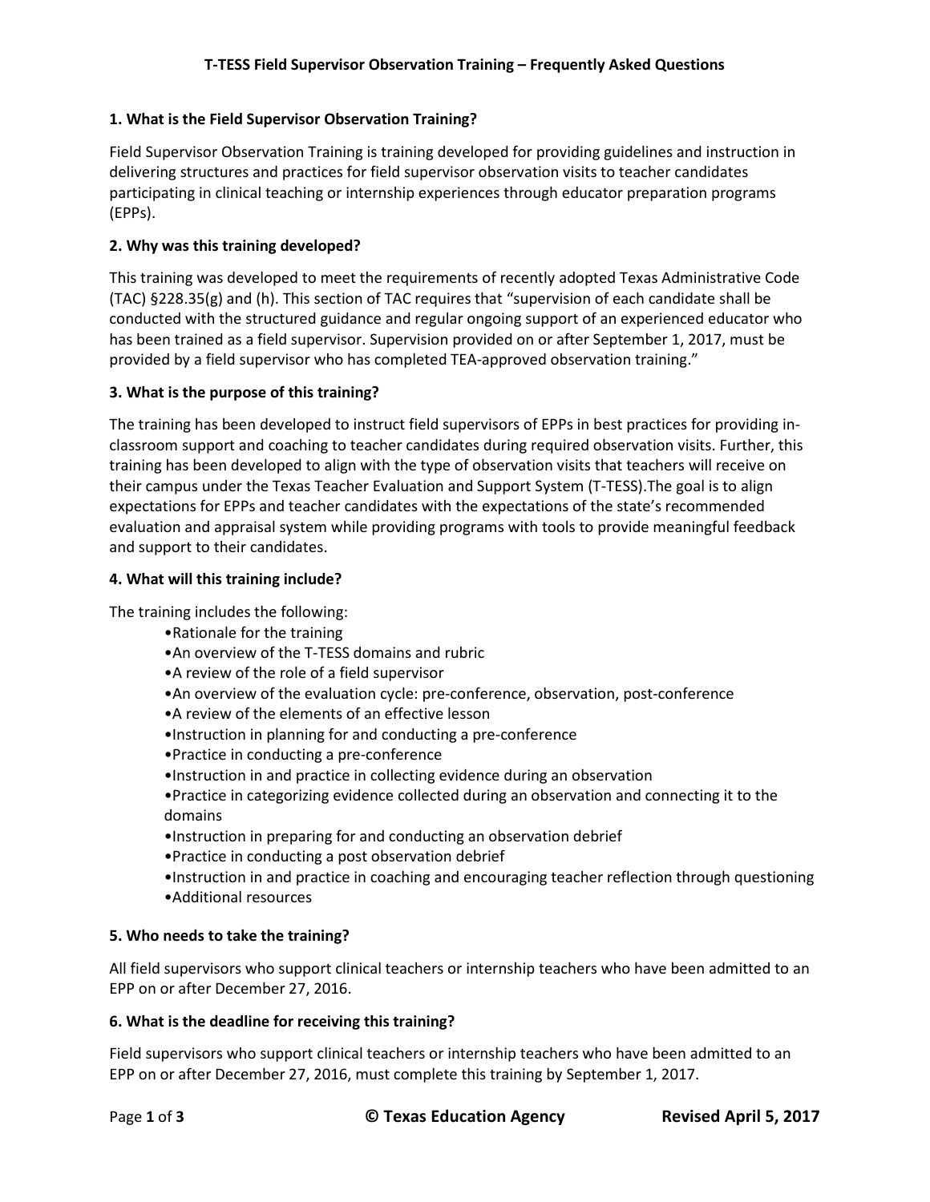# T-TESS Field Supervisor Observation Training – Frequently Asked Questions

### 1. What is the Field Supervisor Observation Training?

Field Supervisor Observation Training is training developed for providing guidelines and instruction in delivering structures and practices for field supervisor observation visits to teacher candidates participating in clinical teaching or internship experiences through educator preparation programs (EPPs).

### 2. Why was this training developed?

This training was developed to meet the requirements of recently adopted Texas Administrative Code (TAC) §228.35(g) and (h). This section of TAC requires that "supervision of each candidate shall be conducted with the structured guidance and regular ongoing support of an experienced educator who has been trained as a field supervisor. Supervision provided on or after September 1, 2017, must be provided by a field supervisor who has completed TEA-approved observation training."

### 3. What is the purpose of this training?

The training has been developed to instruct field supervisors of EPPs in best practices for providing in-classroom support and coaching to teacher candidates during required observation visits. Further, this training has been developed to align with the type of observation visits that teachers will receive on their campus under the Texas Teacher Evaluation and Support System (T-TESS).The goal is to align expectations for EPPs and teacher candidates with the expectations of the state's recommended evaluation and appraisal system while providing programs with tools to provide meaningful feedback and support to their candidates.

### 4. What will this training include?

The training includes the following:

- Rationale for the training
- An overview of the T-TESS domains and rubric
- A review of the role of a field supervisor
- An overview of the evaluation cycle: pre-conference, observation, post-conference
- A review of the elements of an effective lesson
- Instruction in planning for and conducting a pre-conference
- Practice in conducting a pre-conference
- Instruction in and practice in collecting evidence during an observation
- Practice in categorizing evidence collected during an observation and connecting it to the domains
- Instruction in preparing for and conducting an observation debrief
- Practice in conducting a post observation debrief
- Instruction in and practice in coaching and encouraging teacher reflection through questioning
- Additional resources

### 5. Who needs to take the training?

All field supervisors who support clinical teachers or internship teachers who have been admitted to an EPP on or after December 27, 2016.

### 6. What is the deadline for receiving this training?

Field supervisors who support clinical teachers or internship teachers who have been admitted to an EPP on or after December 27, 2016, must complete this training by September 1, 2017.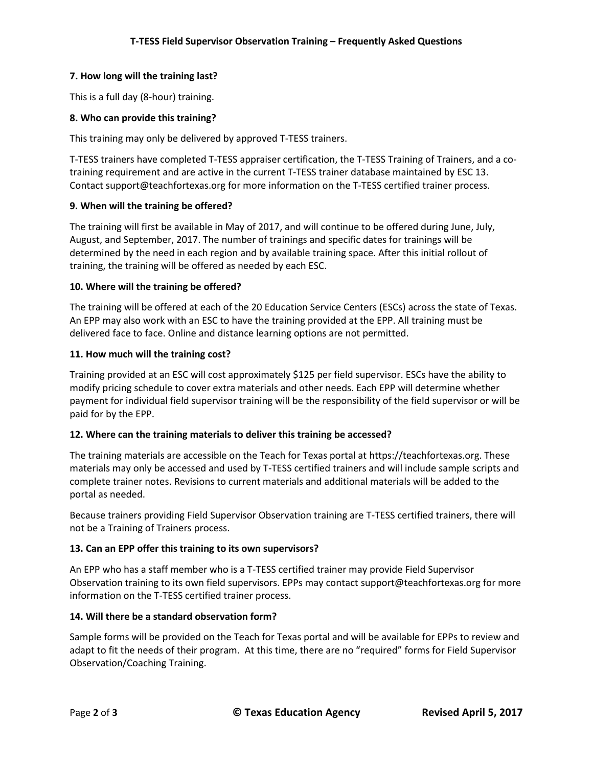### 7. How long will the training last?

This is a full day (8-hour) training.

### 8. Who can provide this training?

This training may only be delivered by approved T-TESS trainers.

T-TESS trainers have completed T-TESS appraiser certification, the T-TESS Training of Trainers, and a co-training requirement and are active in the current T-TESS trainer database maintained by ESC 13. Contact support@teachfortexas.org for more information on the T-TESS certified trainer process.

### 9. When will the training be offered?

The training will first be available in May of 2017, and will continue to be offered during June, July, August, and September, 2017. The number of trainings and specific dates for trainings will be determined by the need in each region and by available training space. After this initial rollout of training, the training will be offered as needed by each ESC.

### 10. Where will the training be offered?

The training will be offered at each of the 20 Education Service Centers (ESCs) across the state of Texas. An EPP may also work with an ESC to have the training provided at the EPP. All training must be delivered face to face. Online and distance learning options are not permitted.

### 11. How much will the training cost?

Training provided at an ESC will cost approximately $125 per field supervisor. ESCs have the ability to modify pricing schedule to cover extra materials and other needs. Each EPP will determine whether payment for individual field supervisor training will be the responsibility of the field supervisor or will be paid for by the EPP.

### 12. Where can the training materials to deliver this training be accessed?

The training materials are accessible on the Teach for Texas portal at https://teachfortexas.org. These materials may only be accessed and used by T-TESS certified trainers and will include sample scripts and complete trainer notes. Revisions to current materials and additional materials will be added to the portal as needed.

Because trainers providing Field Supervisor Observation training are T-TESS certified trainers, there will not be a Training of Trainers process.

### 13. Can an EPP offer this training to its own supervisors?

An EPP who has a staff member who is a T-TESS certified trainer may provide Field Supervisor Observation training to its own field supervisors. EPPs may contact support@teachfortexas.org for more information on the T-TESS certified trainer process.

### 14. Will there be a standard observation form?

Sample forms will be provided on the Teach for Texas portal and will be available for EPPs to review and adapt to fit the needs of their program. At this time, there are no "required" forms for Field Supervisor Observation/Coaching Training.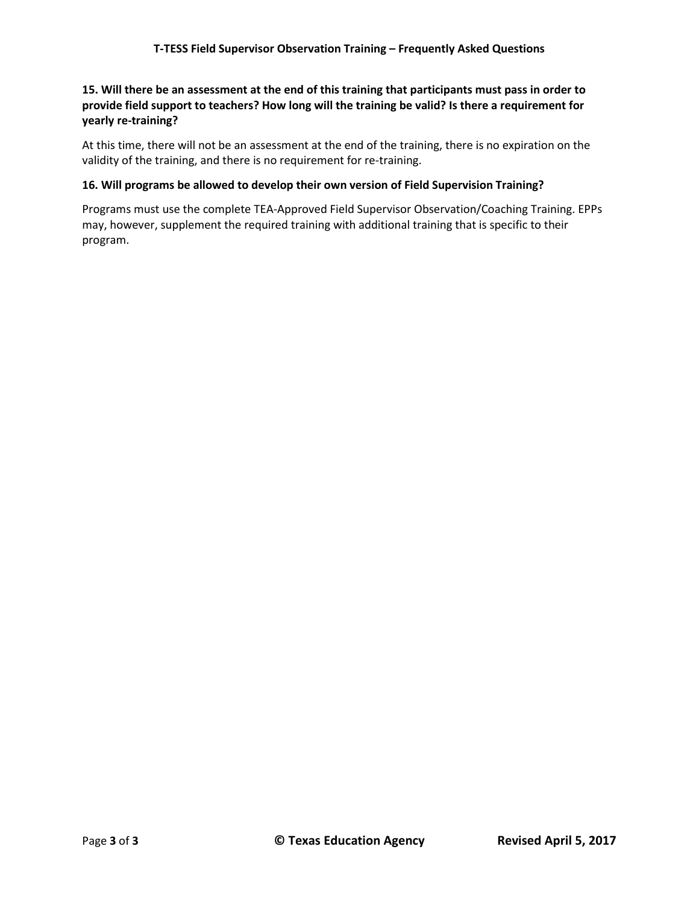**15. Will there be an assessment at the end of this training that participants must pass in order to provide field support to teachers? How long will the training be valid? Is there a requirement for yearly re-training?**

At this time, there will not be an assessment at the end of the training, there is no expiration on the validity of the training, and there is no requirement for re-training.

**16. Will programs be allowed to develop their own version of Field Supervision Training?**

Programs must use the complete TEA-Approved Field Supervisor Observation/Coaching Training. EPPs may, however, supplement the required training with additional training that is specific to their program.